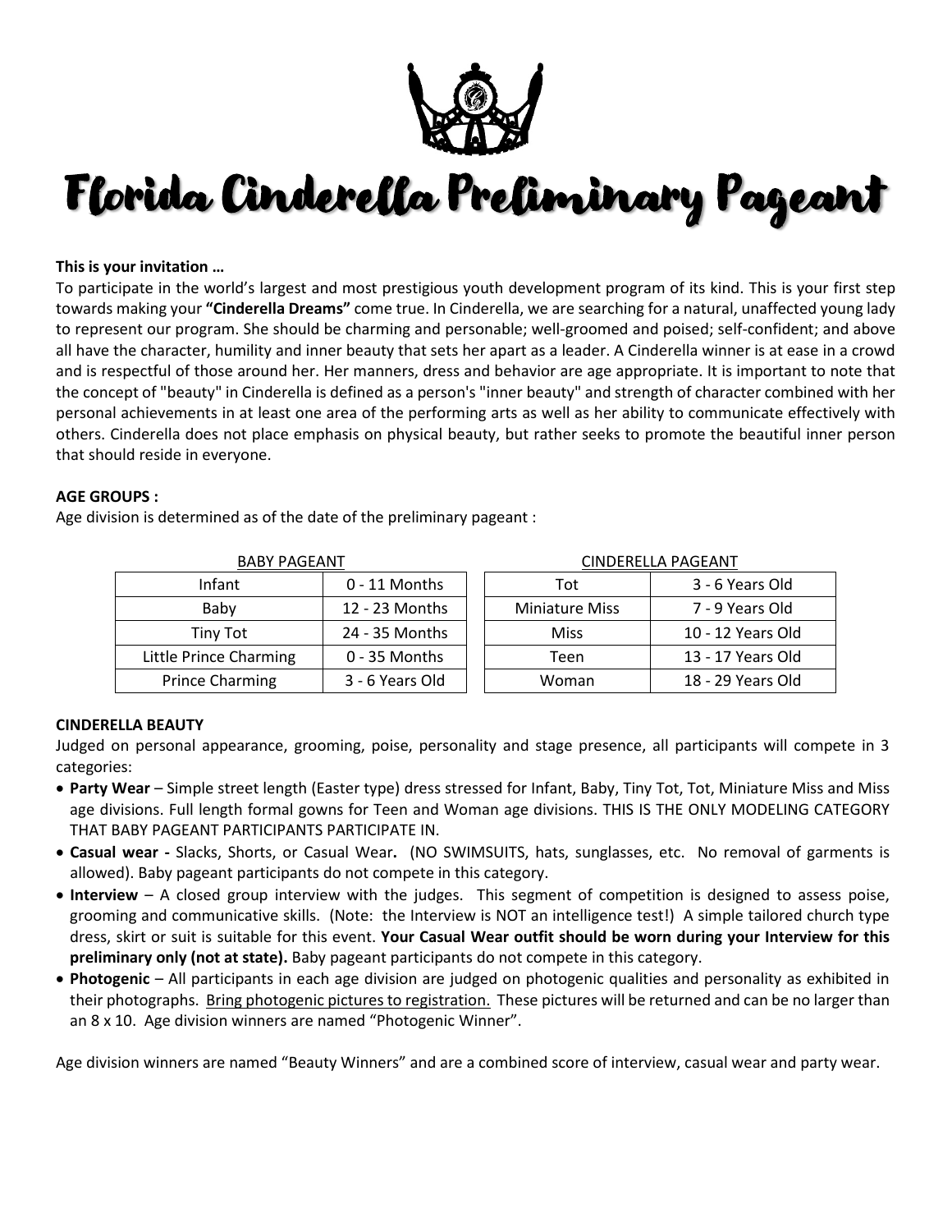# Florida Cinderella Preliminary Pageant

**This is your invitation …**

To participate in the world's largest and most prestigious youth development program of its kind. This is your first step towards making your **"Cinderella Dreams"** come true. In Cinderella, we are searching for a natural, unaffected young lady to represent our program. She should be charming and personable; well-groomed and poised; self-confident; and above all have the character, humility and inner beauty that sets her apart as a leader. A Cinderella winner is at ease in a crowd and is respectful of those around her. Her manners, dress and behavior are age appropriate. It is important to note that the concept of "beauty" in Cinderella is defined as a person's "inner beauty" and strength of character combined with her personal achievements in at least one area of the performing arts as well as her ability to communicate effectively with others. Cinderella does not place emphasis on physical beauty, but rather seeks to promote the beautiful inner person that should reside in everyone.

**AGE GROUPS :**

Age division is determined as of the date of the preliminary pageant :

BABY PAGEANT

| Division | Age |
|---|---|
| Infant | 0 - 11 Months |
| Baby | 12 - 23 Months |
| Tiny Tot | 24 - 35 Months |
| Little Prince Charming | 0 - 35 Months |
| Prince Charming | 3 - 6 Years Old |

CINDERELLA PAGEANT

| Division | Age |
|---|---|
| Tot | 3 - 6 Years Old |
| Miniature Miss | 7 - 9 Years Old |
| Miss | 10 - 12 Years Old |
| Teen | 13 - 17 Years Old |
| Woman | 18 - 29 Years Old |

**CINDERELLA BEAUTY**

Judged on personal appearance, grooming, poise, personality and stage presence, all participants will compete in 3 categories:

- **Party Wear** – Simple street length (Easter type) dress stressed for Infant, Baby, Tiny Tot, Tot, Miniature Miss and Miss age divisions. Full length formal gowns for Teen and Woman age divisions. THIS IS THE ONLY MODELING CATEGORY THAT BABY PAGEANT PARTICIPANTS PARTICIPATE IN.
- **Casual wear -** Slacks, Shorts, or Casual Wear**.** (NO SWIMSUITS, hats, sunglasses, etc. No removal of garments is allowed). Baby pageant participants do not compete in this category.
- **Interview** – A closed group interview with the judges. This segment of competition is designed to assess poise, grooming and communicative skills. (Note: the Interview is NOT an intelligence test!) A simple tailored church type dress, skirt or suit is suitable for this event. **Your Casual Wear outfit should be worn during your Interview for this preliminary only (not at state).** Baby pageant participants do not compete in this category.
- **Photogenic** – All participants in each age division are judged on photogenic qualities and personality as exhibited in their photographs. Bring photogenic pictures to registration. These pictures will be returned and can be no larger than an 8 x 10. Age division winners are named "Photogenic Winner".

Age division winners are named "Beauty Winners" and are a combined score of interview, casual wear and party wear.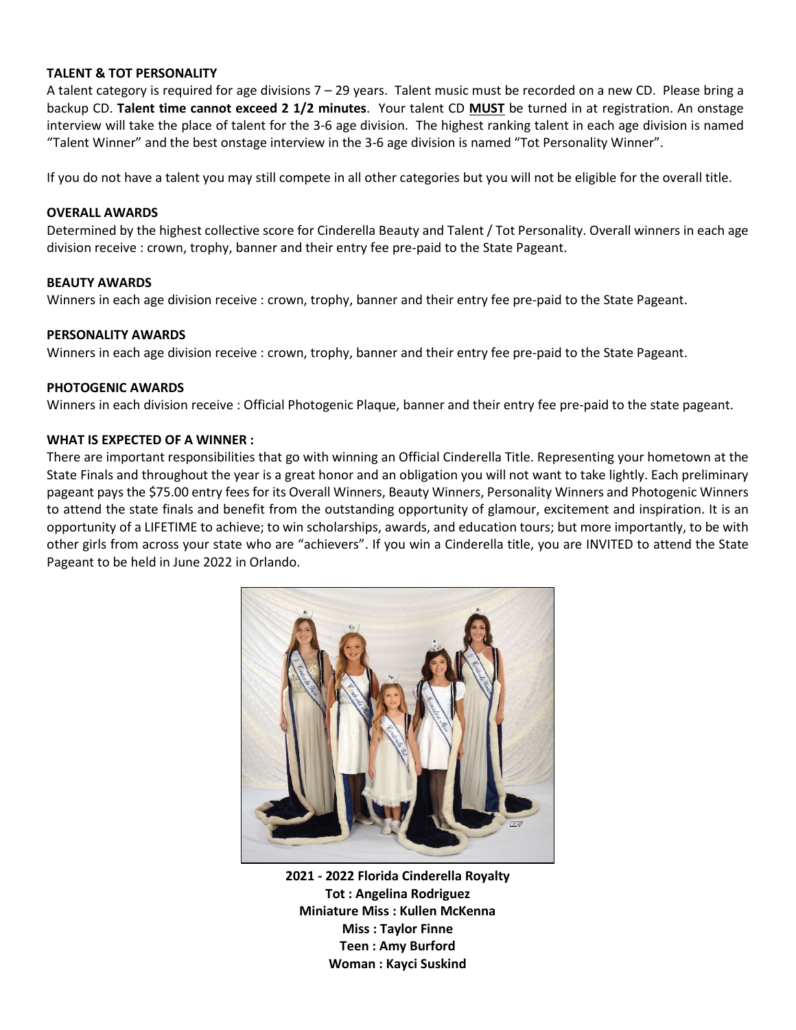**TALENT & TOT PERSONALITY**

A talent category is required for age divisions 7 – 29 years. Talent music must be recorded on a new CD. Please bring a backup CD. **Talent time cannot exceed 2 1/2 minutes**. Your talent CD **MUST** be turned in at registration. An onstage interview will take the place of talent for the 3-6 age division. The highest ranking talent in each age division is named "Talent Winner" and the best onstage interview in the 3-6 age division is named "Tot Personality Winner".

If you do not have a talent you may still compete in all other categories but you will not be eligible for the overall title.

**OVERALL AWARDS**

Determined by the highest collective score for Cinderella Beauty and Talent / Tot Personality. Overall winners in each age division receive : crown, trophy, banner and their entry fee pre-paid to the State Pageant.

**BEAUTY AWARDS**

Winners in each age division receive : crown, trophy, banner and their entry fee pre-paid to the State Pageant.

**PERSONALITY AWARDS**

Winners in each age division receive : crown, trophy, banner and their entry fee pre-paid to the State Pageant.

**PHOTOGENIC AWARDS**

Winners in each division receive : Official Photogenic Plaque, banner and their entry fee pre-paid to the state pageant.

**WHAT IS EXPECTED OF A WINNER :**

There are important responsibilities that go with winning an Official Cinderella Title. Representing your hometown at the State Finals and throughout the year is a great honor and an obligation you will not want to take lightly. Each preliminary pageant pays the $75.00 entry fees for its Overall Winners, Beauty Winners, Personality Winners and Photogenic Winners to attend the state finals and benefit from the outstanding opportunity of glamour, excitement and inspiration. It is an opportunity of a LIFETIME to achieve; to win scholarships, awards, and education tours; but more importantly, to be with other girls from across your state who are "achievers". If you win a Cinderella title, you are INVITED to attend the State Pageant to be held in June 2022 in Orlando.

**2021 - 2022 Florida Cinderella Royalty**
**Tot : Angelina Rodriguez**
**Miniature Miss : Kullen McKenna**
**Miss : Taylor Finne**
**Teen : Amy Burford**
**Woman : Kayci Suskind**